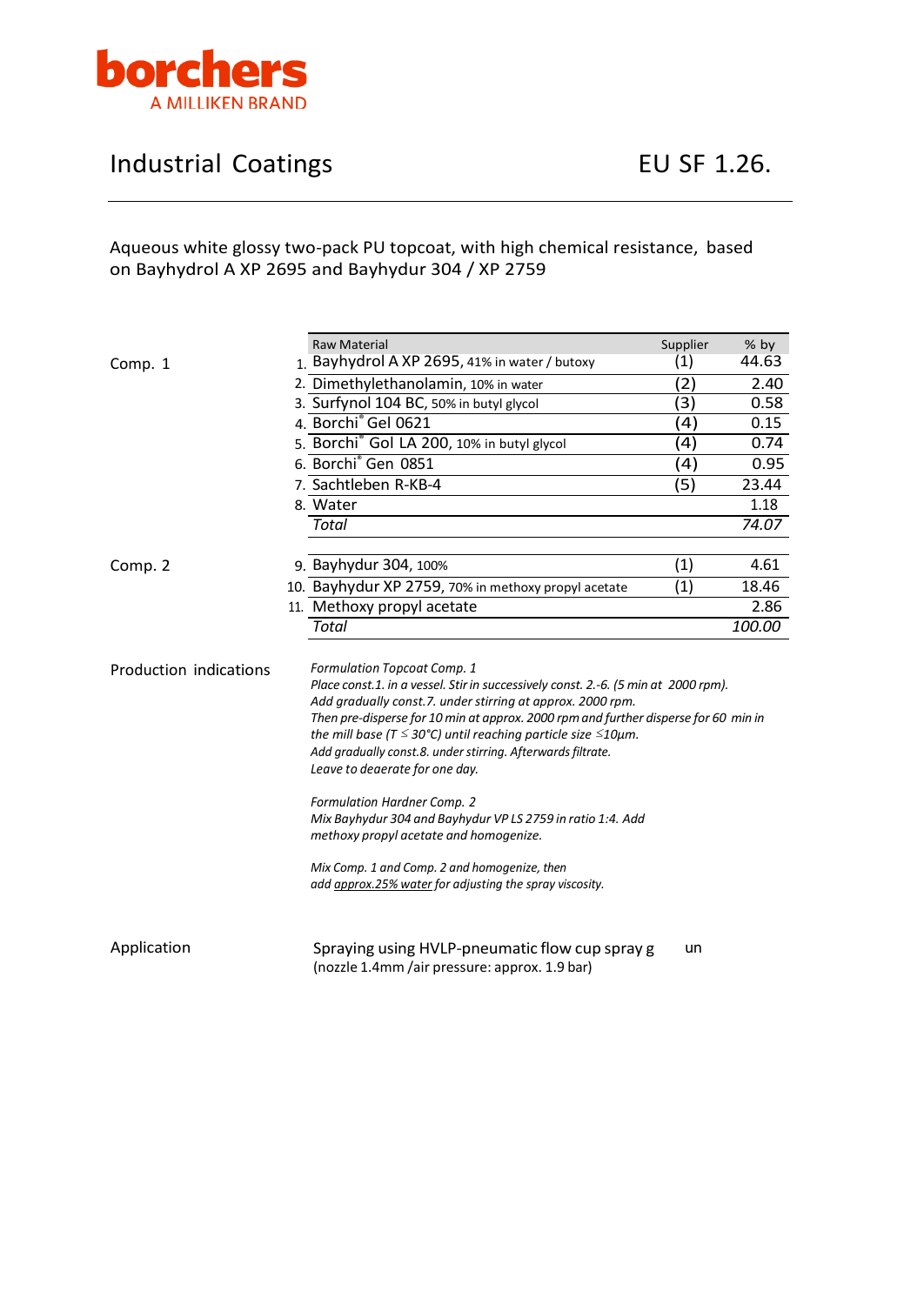borchers
A MILLIKEN BRAND

# Industrial Coatings

## EU SF 1.26.

Aqueous white glossy two-pack PU topcoat, with high chemical resistance, based on Bayhydrol A XP 2695 and Bayhydur 304 / XP 2759

| | | Raw Material | Supplier | % by |
|---|---|---|---|---|
| Comp. 1 | 1. | Bayhydrol A XP 2695, 41% in water / butoxy | (1) | 44.63 |
| | 2. | Dimethylethanolamin, 10% in water | (2) | 2.40 |
| | 3. | Surfynol 104 BC, 50% in butyl glycol | (3) | 0.58 |
| | 4. | Borchi® Gel 0621 | (4) | 0.15 |
| | 5. | Borchi® Gol LA 200, 10% in butyl glycol | (4) | 0.74 |
| | 6. | Borchi® Gen 0851 | (4) | 0.95 |
| | 7. | Sachtleben R-KB-4 | (5) | 23.44 |
| | 8. | Water | | 1.18 |
| | | *Total* | | *74.07* |
| Comp. 2 | 9. | Bayhydur 304, 100% | (1) | 4.61 |
| | 10. | Bayhydur XP 2759, 70% in methoxy propyl acetate | (1) | 18.46 |
| | 11. | Methoxy propyl acetate | | 2.86 |
| | | *Total* | | *100.00* |

**Production indications**

*Formulation Topcoat Comp. 1*
*Place const.1. in a vessel. Stir in successively const. 2.-6. (5 min at 2000 rpm).*
*Add gradually const.7. under stirring at approx. 2000 rpm.*
*Then pre-disperse for 10 min at approx. 2000 rpm and further disperse for 60 min in the mill base (T ≤ 30°C) until reaching particle size ≤10µm.*
*Add gradually const.8. under stirring. Afterwards filtrate.*
*Leave to deaerate for one day.*

*Formulation Hardner Comp. 2*
*Mix Bayhydur 304 and Bayhydur VP LS 2759 in ratio 1:4. Add methoxy propyl acetate and homogenize.*

*Mix Comp. 1 and Comp. 2 and homogenize, then add approx.25% water for adjusting the spray viscosity.*

**Application**

Spraying using HVLP-pneumatic flow cup spray g un
(nozzle 1.4mm /air pressure: approx. 1.9 bar)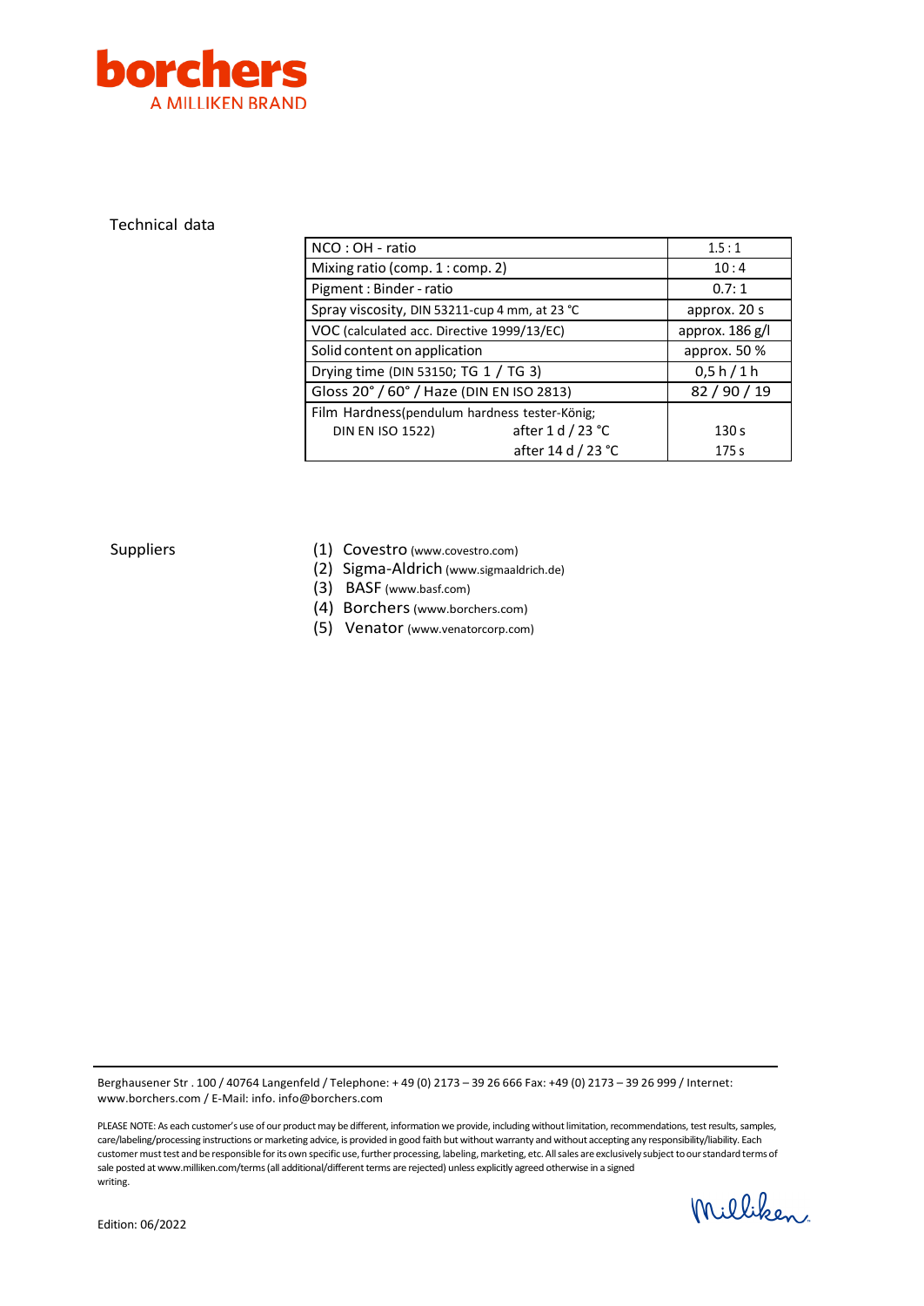## Technical data

| | |
|---|---|
| NCO : OH - ratio | 1.5 : 1 |
| Mixing ratio (comp. 1 : comp. 2) | 10 : 4 |
| Pigment : Binder - ratio | 0.7: 1 |
| Spray viscosity, DIN 53211-cup 4 mm, at 23 °C | approx. 20 s |
| VOC (calculated acc. Directive 1999/13/EC) | approx. 186 g/l |
| Solid content on application | approx. 50 % |
| Drying time (DIN 53150; TG 1 / TG 3) | 0,5 h / 1 h |
| Gloss 20° / 60° / Haze (DIN EN ISO 2813) | 82 / 90 / 19 |
| Film Hardness(pendulum hardness tester-König; DIN EN ISO 1522) after 1 d / 23 °C | 130 s |
| after 14 d / 23 °C | 175 s |

## Suppliers

(1) Covestro (www.covestro.com)
(2) Sigma-Aldrich (www.sigmaaldrich.de)
(3) BASF (www.basf.com)
(4) Borchers (www.borchers.com)
(5) Venator (www.venatorcorp.com)

Berghausener Str . 100 / 40764 Langenfeld / Telephone: + 49 (0) 2173 – 39 26 666 Fax: +49 (0) 2173 – 39 26 999 / Internet: www.borchers.com / E-Mail: info. info@borchers.com

PLEASE NOTE: As each customer's use of our product may be different, information we provide, including without limitation, recommendations, test results, samples, care/labeling/processing instructions or marketing advice, is provided in good faith but without warranty and without accepting any responsibility/liability. Each customer must test and be responsible for its own specific use, further processing, labeling, marketing, etc. All sales are exclusively subject to our standard terms of sale posted at www.milliken.com/terms (all additional/different terms are rejected) unless explicitly agreed otherwise in a signed writing.

Edition: 06/2022